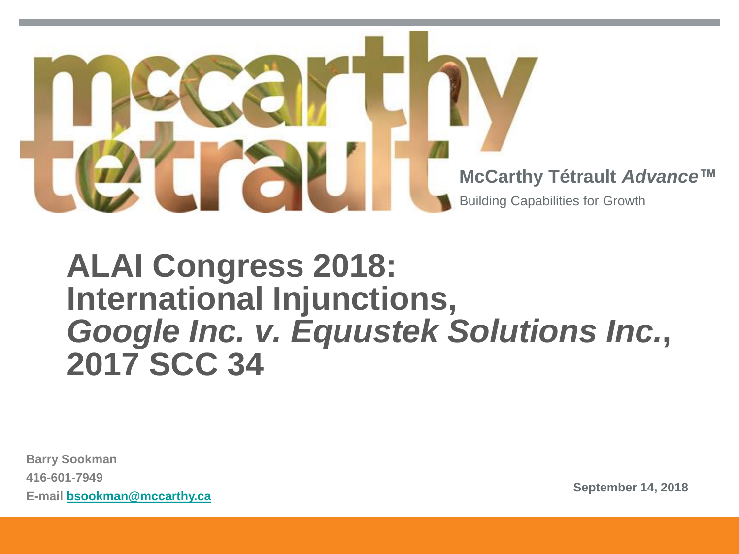McCarthy Tétrault

**McCarthy Tétrault *Advance*™**

Building Capabilities for Growth

# ALAI Congress 2018: International Injunctions, *Google Inc. v. Equustek Solutions Inc.*, 2017 SCC 34

**Barry Sookman**

**416-601-7949**

**E-mail [bsookman@mccarthy.ca](mailto:bsookman@mccarthy.ca)**

**September 14, 2018**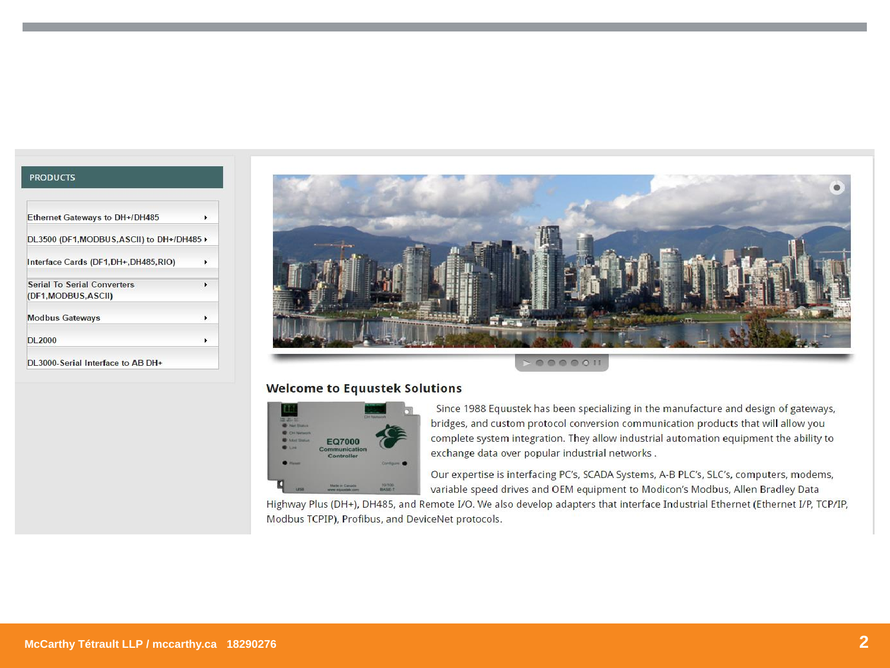PRODUCTS

- Ethernet Gateways to DH+/DH485
- DL3500 (DF1,MODBUS,ASCII) to DH+/DH485
- Interface Cards (DF1,DH+,DH485,RIO)
- Serial To Serial Converters (DF1,MODBUS,ASCII)
- Modbus Gateways
- DL2000
- DL3000-Serial Interface to AB DH+

## Welcome to Equustek Solutions

Since 1988 Equustek has been specializing in the manufacture and design of gateways, bridges, and custom protocol conversion communication products that will allow you complete system integration. They allow industrial automation equipment the ability to exchange data over popular industrial networks .

Our expertise is interfacing PC's, SCADA Systems, A-B PLC's, SLC's, computers, modems, variable speed drives and OEM equipment to Modicon's Modbus, Allen Bradley Data Highway Plus (DH+), DH485, and Remote I/O. We also develop adapters that interface Industrial Ethernet (Ethernet I/P, TCP/IP, Modbus TCPIP), Profibus, and DeviceNet protocols.

McCarthy Tétrault LLP / mccarthy.ca 18290276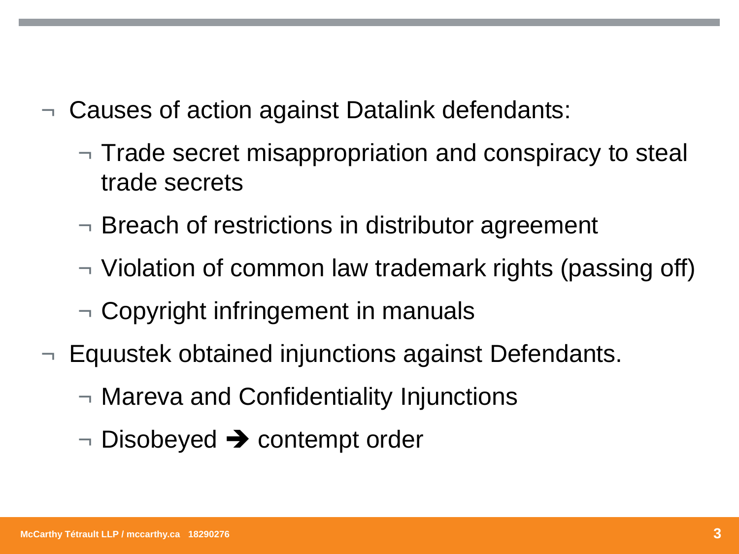- Causes of action against Datalink defendants:
  - Trade secret misappropriation and conspiracy to steal trade secrets
  - Breach of restrictions in distributor agreement
  - Violation of common law trademark rights (passing off)
  - Copyright infringement in manuals
- Equustek obtained injunctions against Defendants.
  - Mareva and Confidentiality Injunctions
  - Disobeyed ➔ contempt order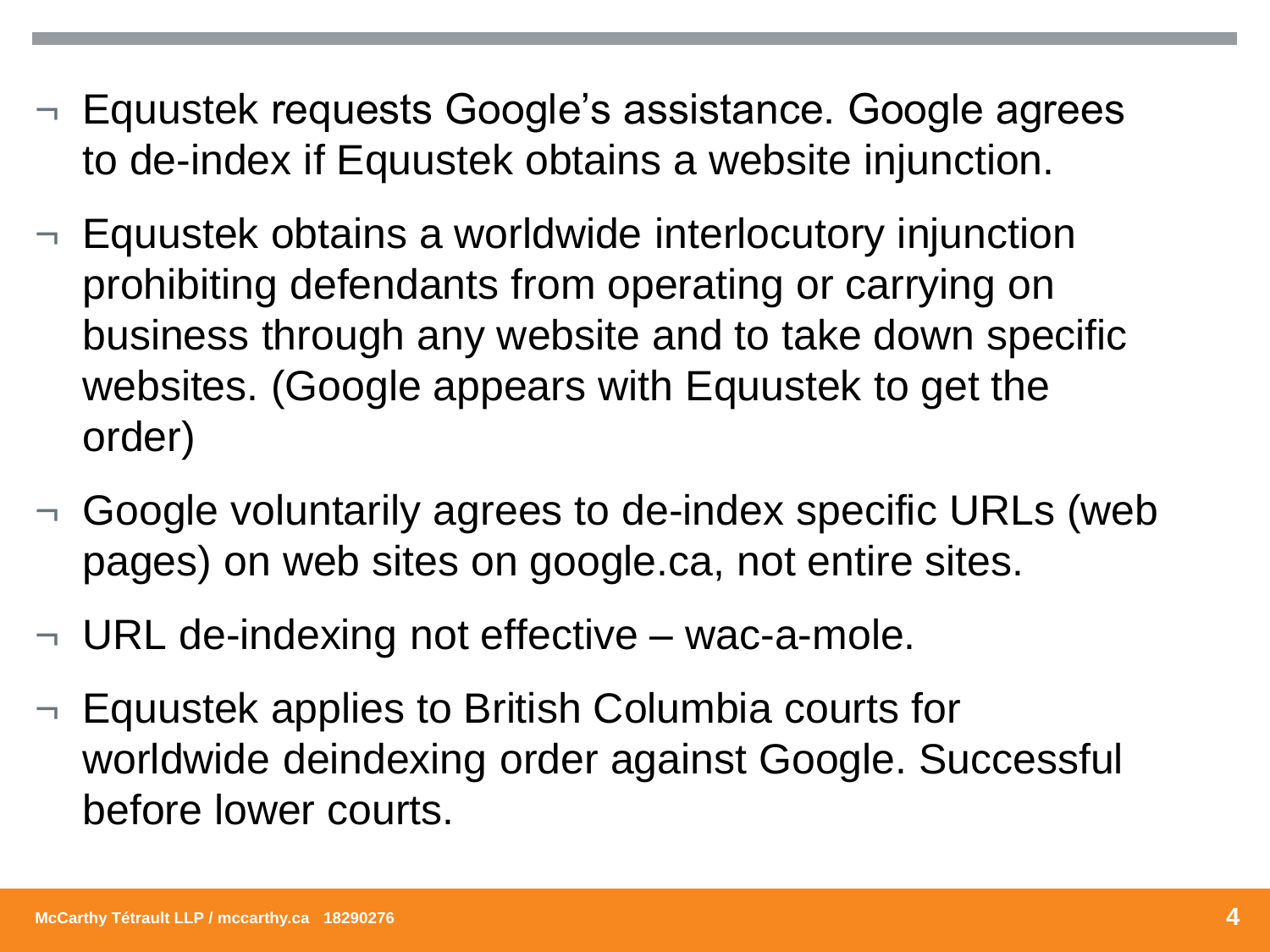- Equustek requests Google's assistance. Google agrees to de-index if Equustek obtains a website injunction.
- Equustek obtains a worldwide interlocutory injunction prohibiting defendants from operating or carrying on business through any website and to take down specific websites. (Google appears with Equustek to get the order)
- Google voluntarily agrees to de-index specific URLs (web pages) on web sites on google.ca, not entire sites.
- URL de-indexing not effective – wac-a-mole.
- Equustek applies to British Columbia courts for worldwide deindexing order against Google. Successful before lower courts.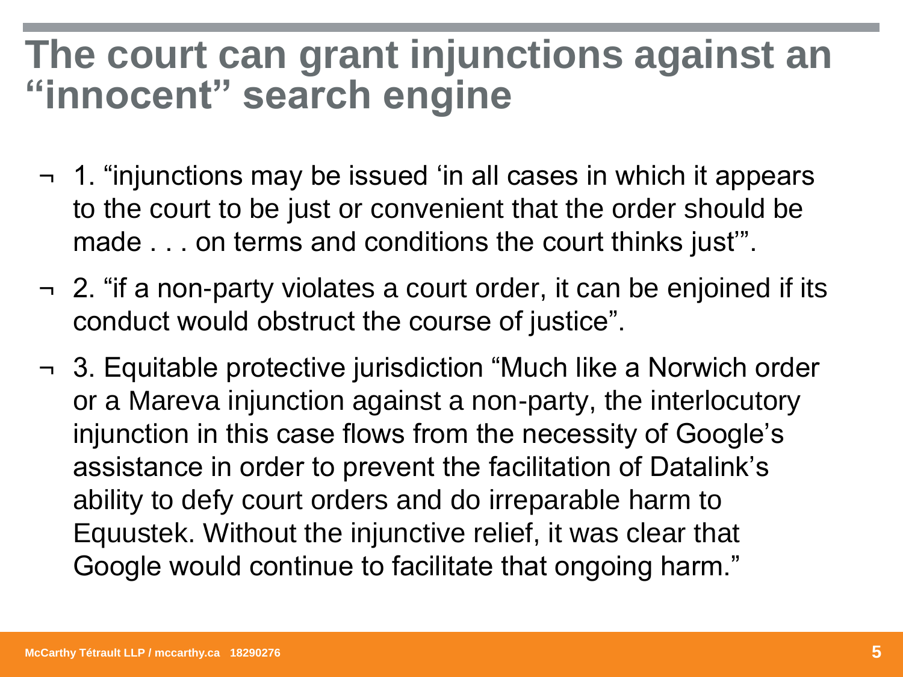# The court can grant injunctions against an "innocent" search engine

- 1. "injunctions may be issued 'in all cases in which it appears to the court to be just or convenient that the order should be made . . . on terms and conditions the court thinks just'".
- 2. "if a non-party violates a court order, it can be enjoined if its conduct would obstruct the course of justice".
- 3. Equitable protective jurisdiction "Much like a Norwich order or a Mareva injunction against a non-party, the interlocutory injunction in this case flows from the necessity of Google's assistance in order to prevent the facilitation of Datalink's ability to defy court orders and do irreparable harm to Equustek. Without the injunctive relief, it was clear that Google would continue to facilitate that ongoing harm."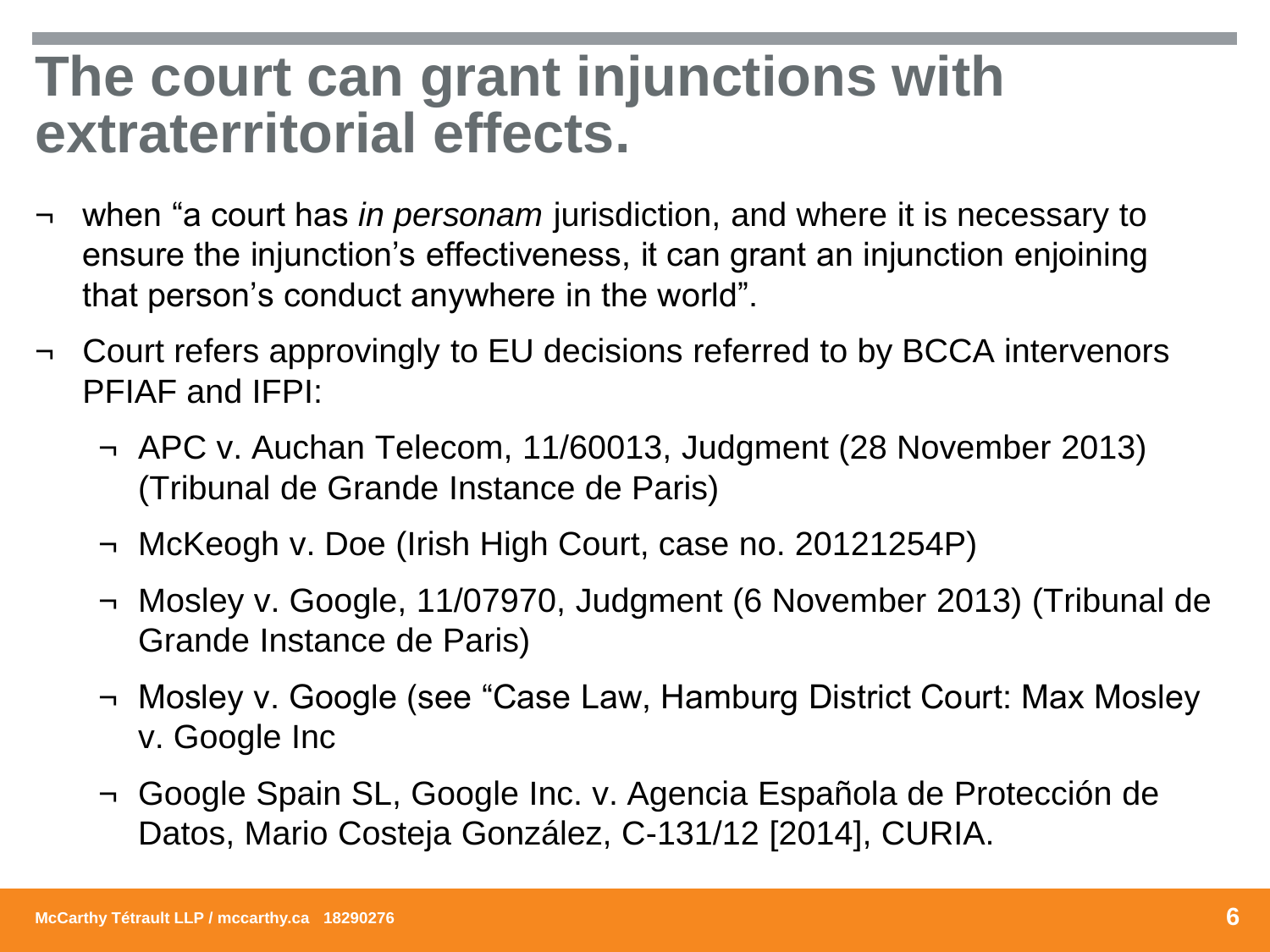# The court can grant injunctions with extraterritorial effects.

- when "a court has *in personam* jurisdiction, and where it is necessary to ensure the injunction's effectiveness, it can grant an injunction enjoining that person's conduct anywhere in the world".
- Court refers approvingly to EU decisions referred to by BCCA intervenors PFIAF and IFPI:
  - APC v. Auchan Telecom, 11/60013, Judgment (28 November 2013) (Tribunal de Grande Instance de Paris)
  - McKeogh v. Doe (Irish High Court, case no. 20121254P)
  - Mosley v. Google, 11/07970, Judgment (6 November 2013) (Tribunal de Grande Instance de Paris)
  - Mosley v. Google (see "Case Law, Hamburg District Court: Max Mosley v. Google Inc
  - Google Spain SL, Google Inc. v. Agencia Española de Protección de Datos, Mario Costeja González, C-131/12 [2014], CURIA.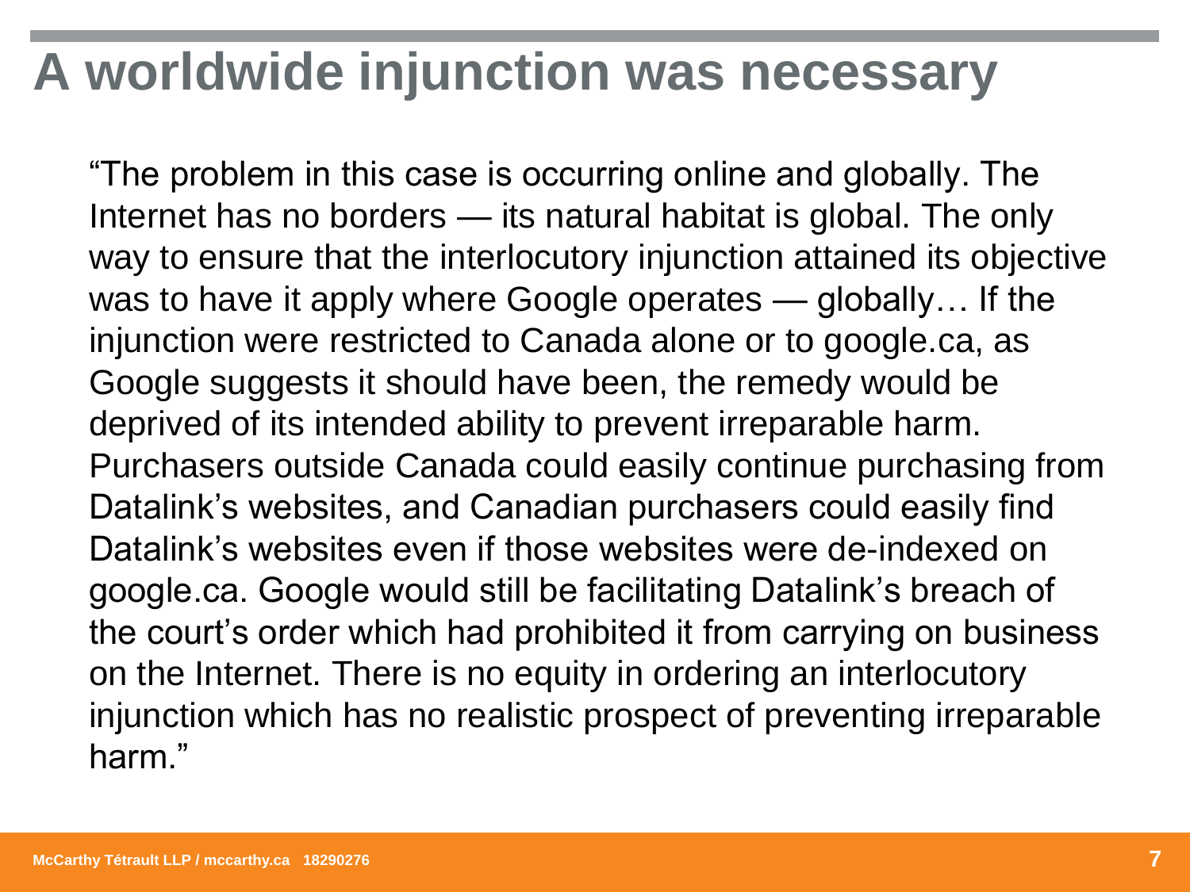# A worldwide injunction was necessary

"The problem in this case is occurring online and globally. The Internet has no borders — its natural habitat is global. The only way to ensure that the interlocutory injunction attained its objective was to have it apply where Google operates — globally… If the injunction were restricted to Canada alone or to google.ca, as Google suggests it should have been, the remedy would be deprived of its intended ability to prevent irreparable harm. Purchasers outside Canada could easily continue purchasing from Datalink's websites, and Canadian purchasers could easily find Datalink's websites even if those websites were de-indexed on google.ca. Google would still be facilitating Datalink's breach of the court's order which had prohibited it from carrying on business on the Internet. There is no equity in ordering an interlocutory injunction which has no realistic prospect of preventing irreparable harm."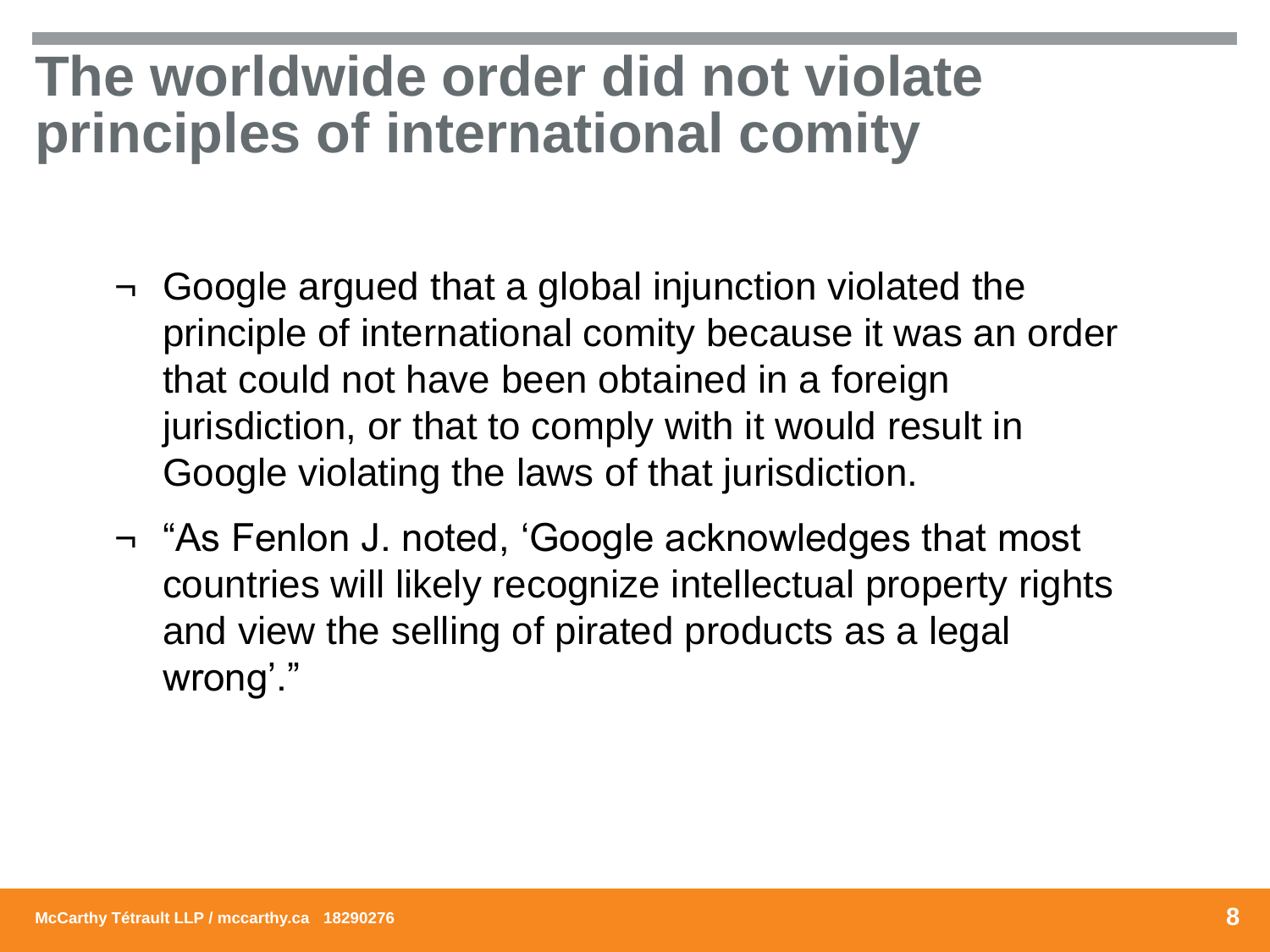# The worldwide order did not violate principles of international comity

- Google argued that a global injunction violated the principle of international comity because it was an order that could not have been obtained in a foreign jurisdiction, or that to comply with it would result in Google violating the laws of that jurisdiction.
- "As Fenlon J. noted, 'Google acknowledges that most countries will likely recognize intellectual property rights and view the selling of pirated products as a legal wrong'."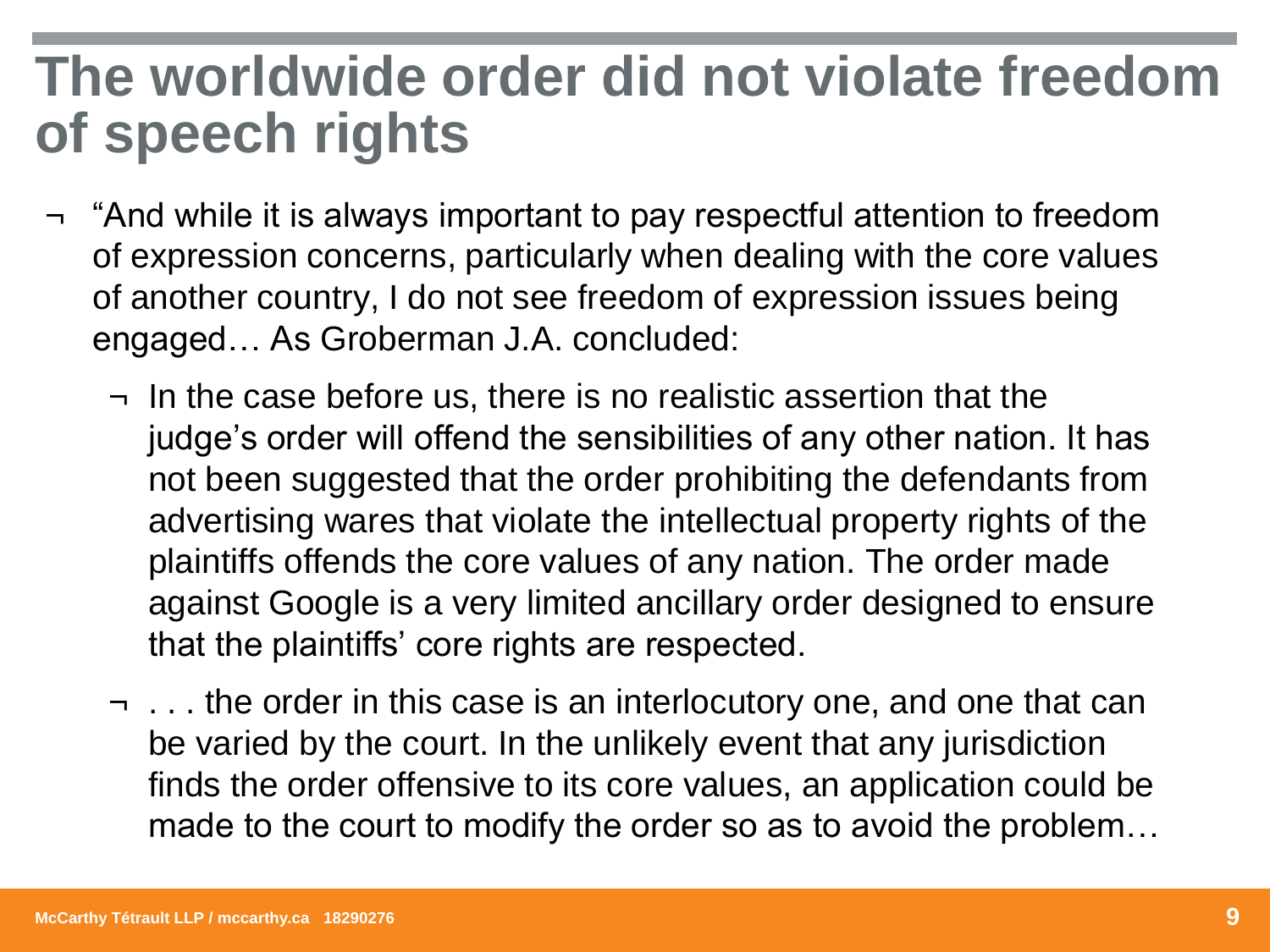# The worldwide order did not violate freedom of speech rights

- "And while it is always important to pay respectful attention to freedom of expression concerns, particularly when dealing with the core values of another country, I do not see freedom of expression issues being engaged… As Groberman J.A. concluded:
  - In the case before us, there is no realistic assertion that the judge's order will offend the sensibilities of any other nation. It has not been suggested that the order prohibiting the defendants from advertising wares that violate the intellectual property rights of the plaintiffs offends the core values of any nation. The order made against Google is a very limited ancillary order designed to ensure that the plaintiffs' core rights are respected.
  - . . . the order in this case is an interlocutory one, and one that can be varied by the court. In the unlikely event that any jurisdiction finds the order offensive to its core values, an application could be made to the court to modify the order so as to avoid the problem…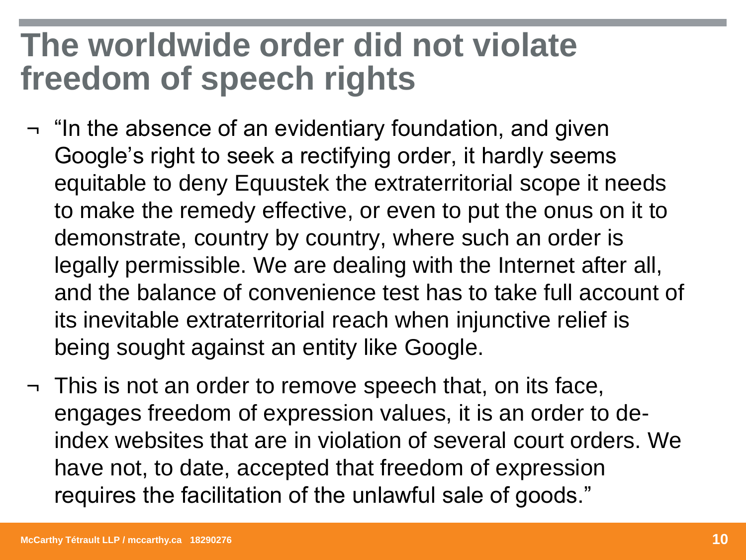# The worldwide order did not violate freedom of speech rights

- "In the absence of an evidentiary foundation, and given Google's right to seek a rectifying order, it hardly seems equitable to deny Equustek the extraterritorial scope it needs to make the remedy effective, or even to put the onus on it to demonstrate, country by country, where such an order is legally permissible. We are dealing with the Internet after all, and the balance of convenience test has to take full account of its inevitable extraterritorial reach when injunctive relief is being sought against an entity like Google.
- This is not an order to remove speech that, on its face, engages freedom of expression values, it is an order to de-index websites that are in violation of several court orders. We have not, to date, accepted that freedom of expression requires the facilitation of the unlawful sale of goods."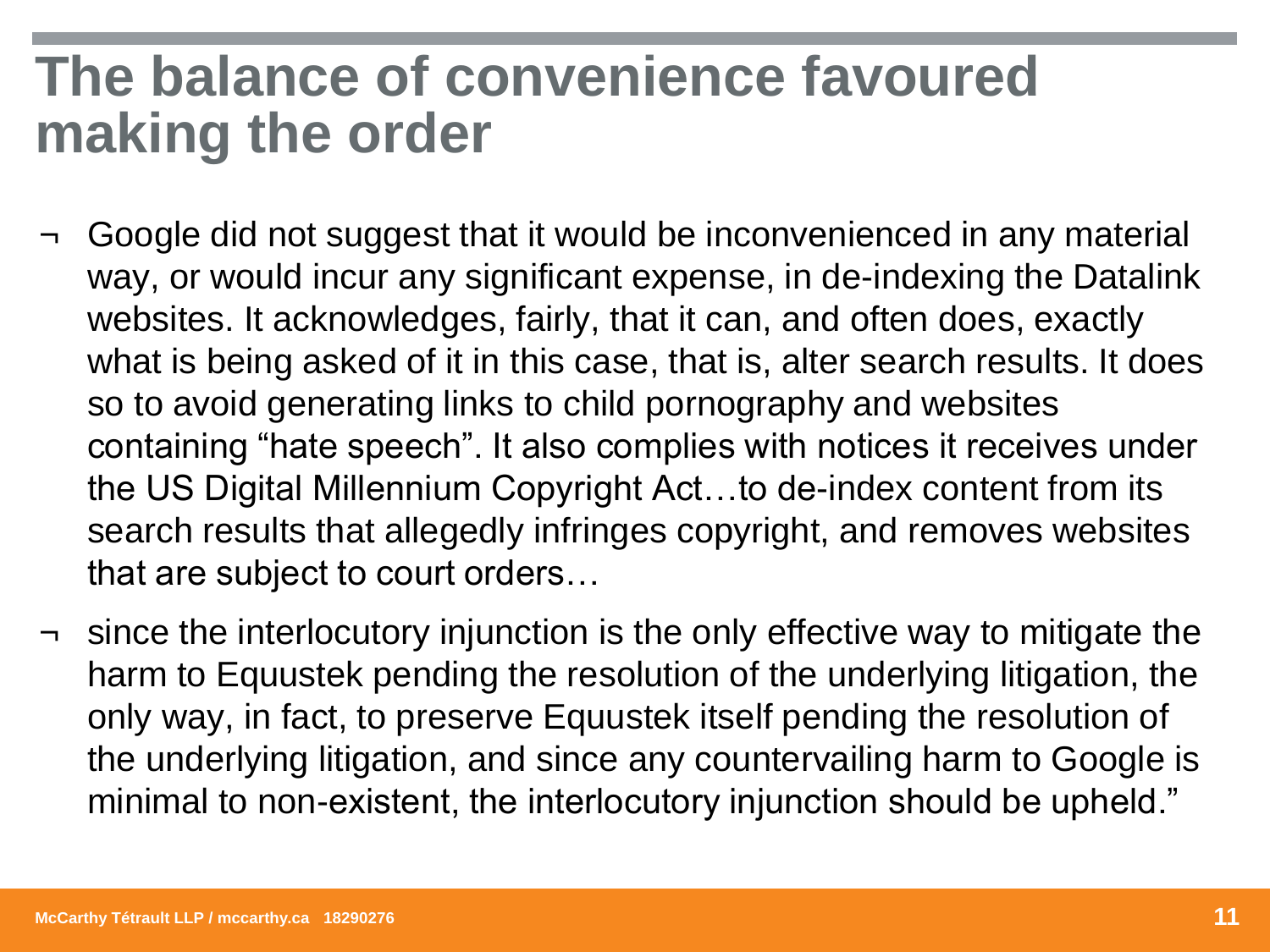# The balance of convenience favoured making the order

- Google did not suggest that it would be inconvenienced in any material way, or would incur any significant expense, in de-indexing the Datalink websites. It acknowledges, fairly, that it can, and often does, exactly what is being asked of it in this case, that is, alter search results. It does so to avoid generating links to child pornography and websites containing "hate speech". It also complies with notices it receives under the US Digital Millennium Copyright Act…to de-index content from its search results that allegedly infringes copyright, and removes websites that are subject to court orders…
- since the interlocutory injunction is the only effective way to mitigate the harm to Equustek pending the resolution of the underlying litigation, the only way, in fact, to preserve Equustek itself pending the resolution of the underlying litigation, and since any countervailing harm to Google is minimal to non-existent, the interlocutory injunction should be upheld."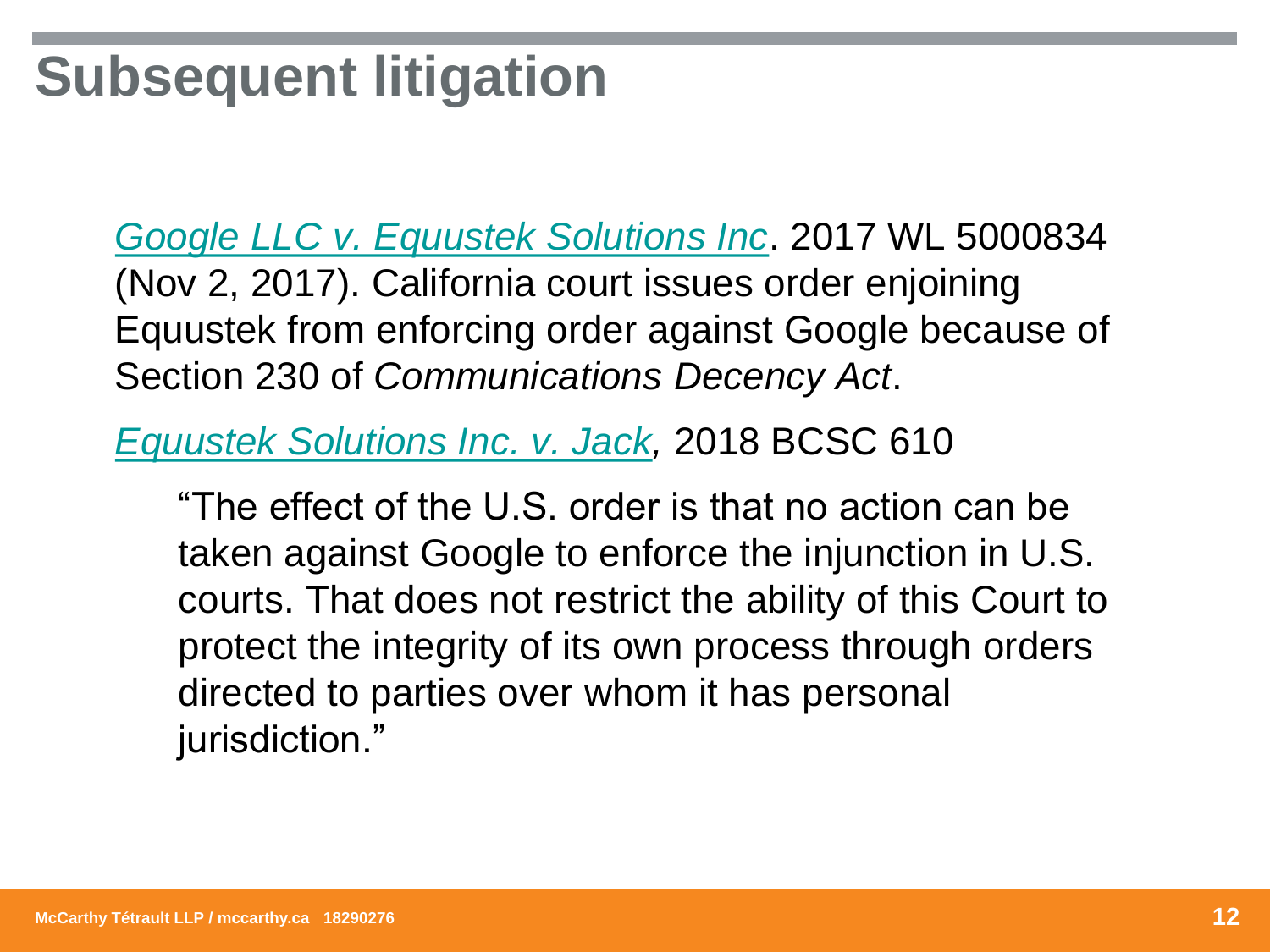# Subsequent litigation

*Google LLC v. Equustek Solutions Inc*. 2017 WL 5000834 (Nov 2, 2017). California court issues order enjoining Equustek from enforcing order against Google because of Section 230 of *Communications Decency Act*.

*Equustek Solutions Inc. v. Jack,* 2018 BCSC 610

> "The effect of the U.S. order is that no action can be taken against Google to enforce the injunction in U.S. courts. That does not restrict the ability of this Court to protect the integrity of its own process through orders directed to parties over whom it has personal jurisdiction."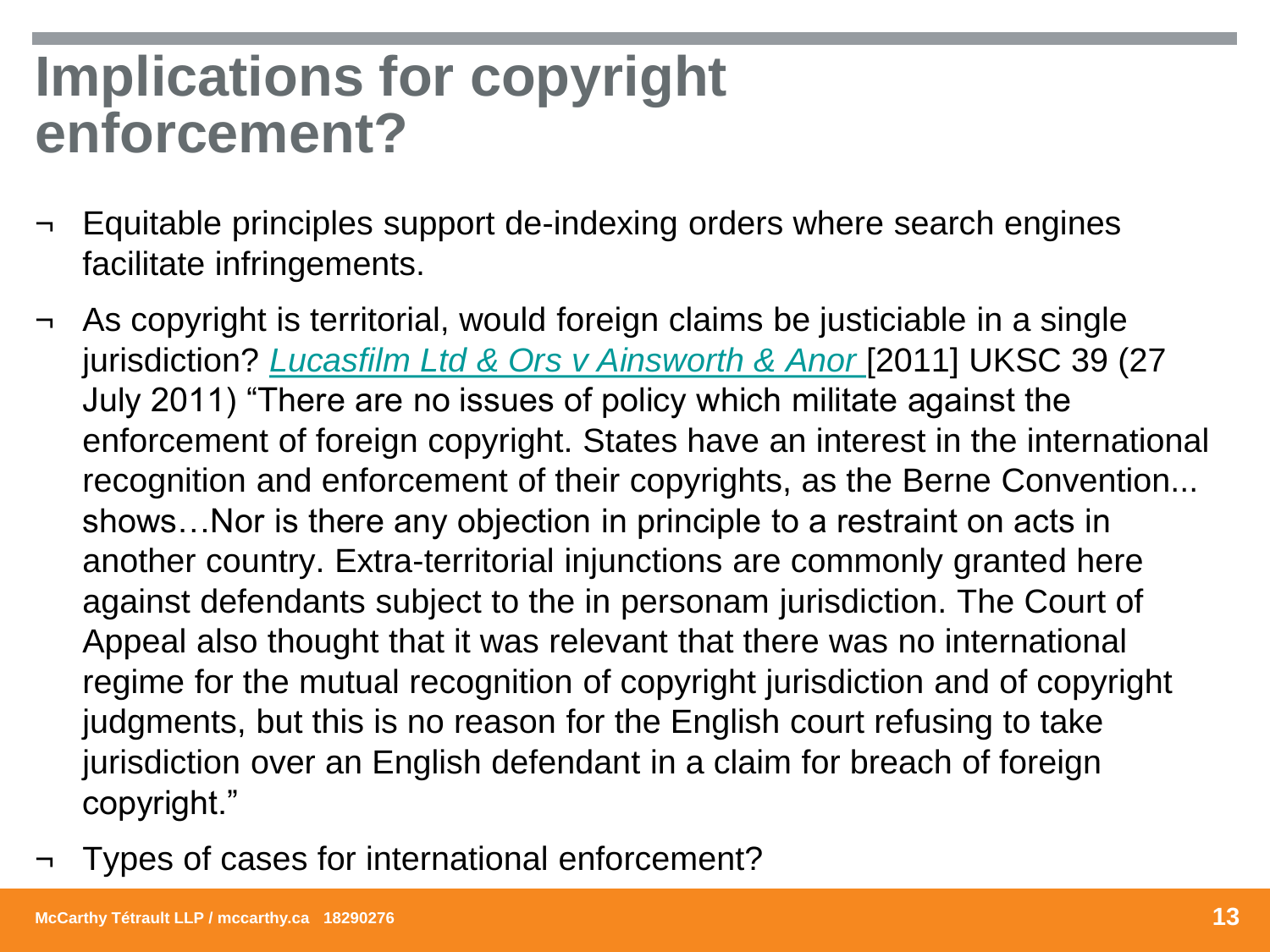# Implications for copyright enforcement?

- Equitable principles support de-indexing orders where search engines facilitate infringements.
- As copyright is territorial, would foreign claims be justiciable in a single jurisdiction? *Lucasfilm Ltd & Ors v Ainsworth & Anor* [2011] UKSC 39 (27 July 2011) "There are no issues of policy which militate against the enforcement of foreign copyright. States have an interest in the international recognition and enforcement of their copyrights, as the Berne Convention... shows…Nor is there any objection in principle to a restraint on acts in another country. Extra-territorial injunctions are commonly granted here against defendants subject to the in personam jurisdiction. The Court of Appeal also thought that it was relevant that there was no international regime for the mutual recognition of copyright jurisdiction and of copyright judgments, but this is no reason for the English court refusing to take jurisdiction over an English defendant in a claim for breach of foreign copyright."
- Types of cases for international enforcement?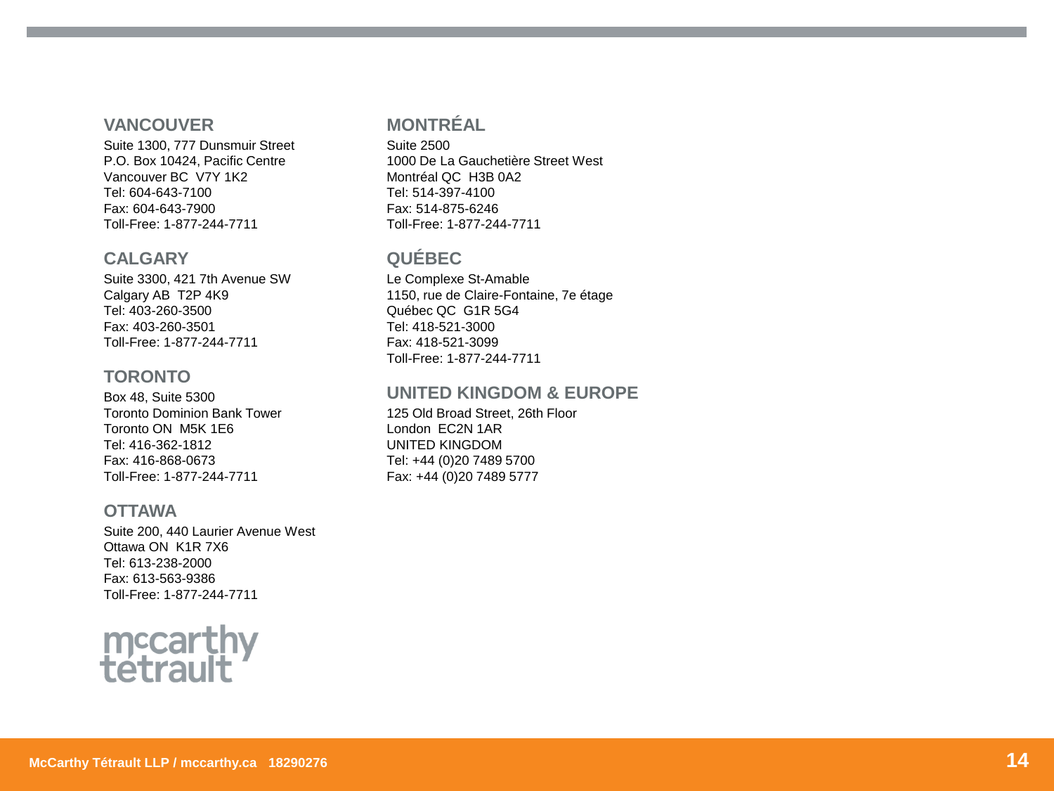## VANCOUVER

Suite 1300, 777 Dunsmuir Street
P.O. Box 10424, Pacific Centre
Vancouver BC  V7Y 1K2
Tel: 604-643-7100
Fax: 604-643-7900
Toll-Free: 1-877-244-7711

## CALGARY

Suite 3300, 421 7th Avenue SW
Calgary AB  T2P 4K9
Tel: 403-260-3500
Fax: 403-260-3501
Toll-Free: 1-877-244-7711

## TORONTO

Box 48, Suite 5300
Toronto Dominion Bank Tower
Toronto ON  M5K 1E6
Tel: 416-362-1812
Fax: 416-868-0673
Toll-Free: 1-877-244-7711

## OTTAWA

Suite 200, 440 Laurier Avenue West
Ottawa ON  K1R 7X6
Tel: 613-238-2000
Fax: 613-563-9386
Toll-Free: 1-877-244-7711

## MONTRÉAL

Suite 2500
1000 De La Gauchetière Street West
Montréal QC  H3B 0A2
Tel: 514-397-4100
Fax: 514-875-6246
Toll-Free: 1-877-244-7711

## QUÉBEC

Le Complexe St-Amable
1150, rue de Claire-Fontaine, 7e étage
Québec QC  G1R 5G4
Tel: 418-521-3000
Fax: 418-521-3099
Toll-Free: 1-877-244-7711

## UNITED KINGDOM & EUROPE

125 Old Broad Street, 26th Floor
London  EC2N 1AR
UNITED KINGDOM
Tel: +44 (0)20 7489 5700
Fax: +44 (0)20 7489 5777

mccarthy tétrault

McCarthy Tétrault LLP / mccarthy.ca   18290276